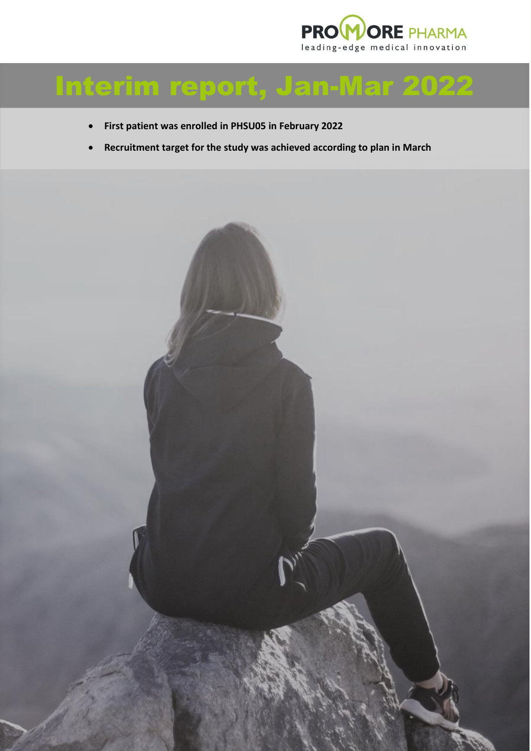PROMORE PHARMA
leading-edge medical innovation

# Interim report, Jan-Mar 2022

- **First patient was enrolled in PHSU05 in February 2022**
- **Recruitment target for the study was achieved according to plan in March**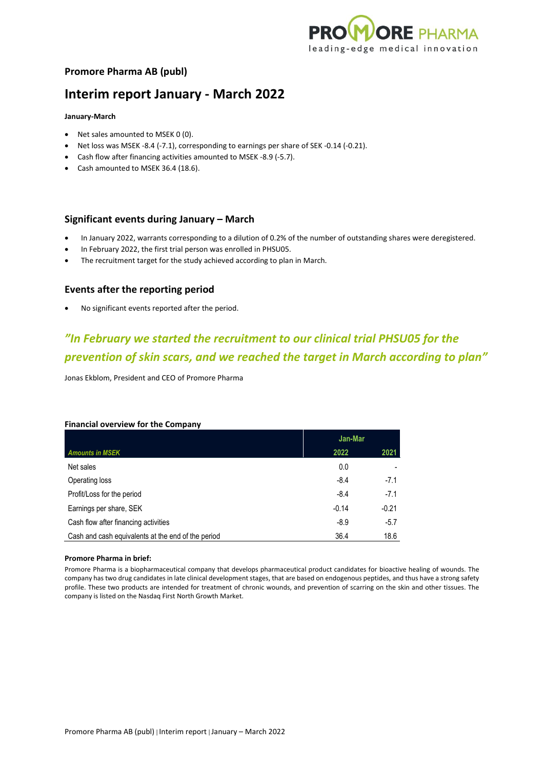## Promore Pharma AB (publ)

# Interim report January - March 2022

**January-March**

- Net sales amounted to MSEK 0 (0).
- Net loss was MSEK -8.4 (-7.1), corresponding to earnings per share of SEK -0.14 (-0.21).
- Cash flow after financing activities amounted to MSEK -8.9 (-5.7).
- Cash amounted to MSEK 36.4 (18.6).

## Significant events during January – March

- In January 2022, warrants corresponding to a dilution of 0.2% of the number of outstanding shares were deregistered.
- In February 2022, the first trial person was enrolled in PHSU05.
- The recruitment target for the study achieved according to plan in March.

## Events after the reporting period

- No significant events reported after the period.

## *"In February we started the recruitment to our clinical trial PHSU05 for the prevention of skin scars, and we reached the target in March according to plan"*

Jonas Ekblom, President and CEO of Promore Pharma

**Financial overview for the Company**

| | Jan-Mar | |
|---|---|---|
| *Amounts in MSEK* | 2022 | 2021 |
| Net sales | 0.0 | - |
| Operating loss | -8.4 | -7.1 |
| Profit/Loss for the period | -8.4 | -7.1 |
| Earnings per share, SEK | -0.14 | -0.21 |
| Cash flow after financing activities | -8.9 | -5.7 |
| Cash and cash equivalents at the end of the period | 36.4 | 18.6 |

**Promore Pharma in brief:**

Promore Pharma is a biopharmaceutical company that develops pharmaceutical product candidates for bioactive healing of wounds. The company has two drug candidates in late clinical development stages, that are based on endogenous peptides, and thus have a strong safety profile. These two products are intended for treatment of chronic wounds, and prevention of scarring on the skin and other tissues. The company is listed on the Nasdaq First North Growth Market.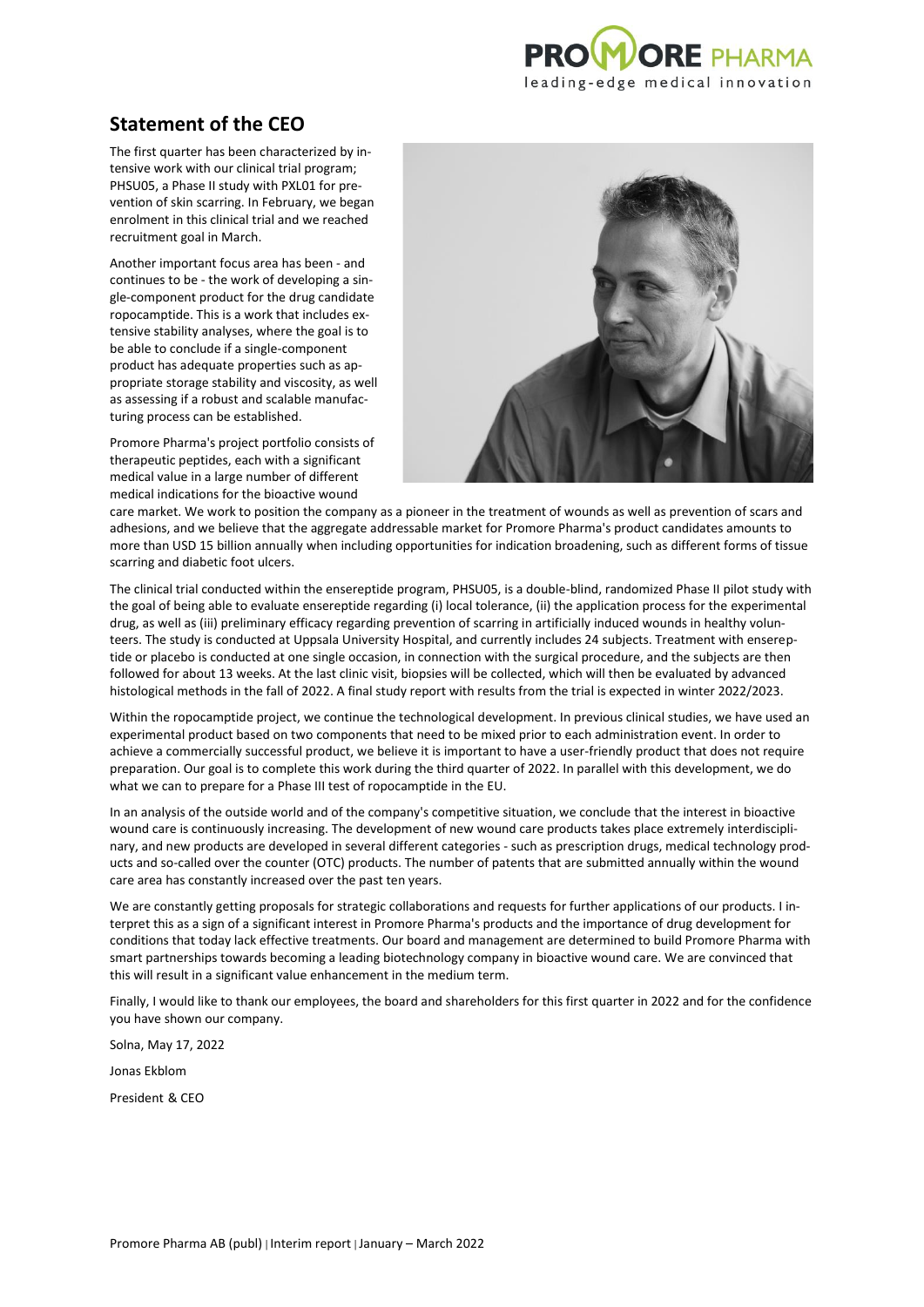## Statement of the CEO

The first quarter has been characterized by intensive work with our clinical trial program; PHSU05, a Phase II study with PXL01 for prevention of skin scarring. In February, we began enrolment in this clinical trial and we reached recruitment goal in March.

Another important focus area has been - and continues to be - the work of developing a single-component product for the drug candidate ropocamptide. This is a work that includes extensive stability analyses, where the goal is to be able to conclude if a single-component product has adequate properties such as appropriate storage stability and viscosity, as well as assessing if a robust and scalable manufacturing process can be established.

Promore Pharma's project portfolio consists of therapeutic peptides, each with a significant medical value in a large number of different medical indications for the bioactive wound care market. We work to position the company as a pioneer in the treatment of wounds as well as prevention of scars and adhesions, and we believe that the aggregate addressable market for Promore Pharma's product candidates amounts to more than USD 15 billion annually when including opportunities for indication broadening, such as different forms of tissue scarring and diabetic foot ulcers.

The clinical trial conducted within the ensereptide program, PHSU05, is a double-blind, randomized Phase II pilot study with the goal of being able to evaluate ensereptide regarding (i) local tolerance, (ii) the application process for the experimental drug, as well as (iii) preliminary efficacy regarding prevention of scarring in artificially induced wounds in healthy volunteers. The study is conducted at Uppsala University Hospital, and currently includes 24 subjects. Treatment with ensereptide or placebo is conducted at one single occasion, in connection with the surgical procedure, and the subjects are then followed for about 13 weeks. At the last clinic visit, biopsies will be collected, which will then be evaluated by advanced histological methods in the fall of 2022. A final study report with results from the trial is expected in winter 2022/2023.

Within the ropocamptide project, we continue the technological development. In previous clinical studies, we have used an experimental product based on two components that need to be mixed prior to each administration event. In order to achieve a commercially successful product, we believe it is important to have a user-friendly product that does not require preparation. Our goal is to complete this work during the third quarter of 2022. In parallel with this development, we do what we can to prepare for a Phase III test of ropocamptide in the EU.

In an analysis of the outside world and of the company's competitive situation, we conclude that the interest in bioactive wound care is continuously increasing. The development of new wound care products takes place extremely interdisciplinary, and new products are developed in several different categories - such as prescription drugs, medical technology products and so-called over the counter (OTC) products. The number of patents that are submitted annually within the wound care area has constantly increased over the past ten years.

We are constantly getting proposals for strategic collaborations and requests for further applications of our products. I interpret this as a sign of a significant interest in Promore Pharma's products and the importance of drug development for conditions that today lack effective treatments. Our board and management are determined to build Promore Pharma with smart partnerships towards becoming a leading biotechnology company in bioactive wound care. We are convinced that this will result in a significant value enhancement in the medium term.

Finally, I would like to thank our employees, the board and shareholders for this first quarter in 2022 and for the confidence you have shown our company.

Solna, May 17, 2022

Jonas Ekblom

President & CEO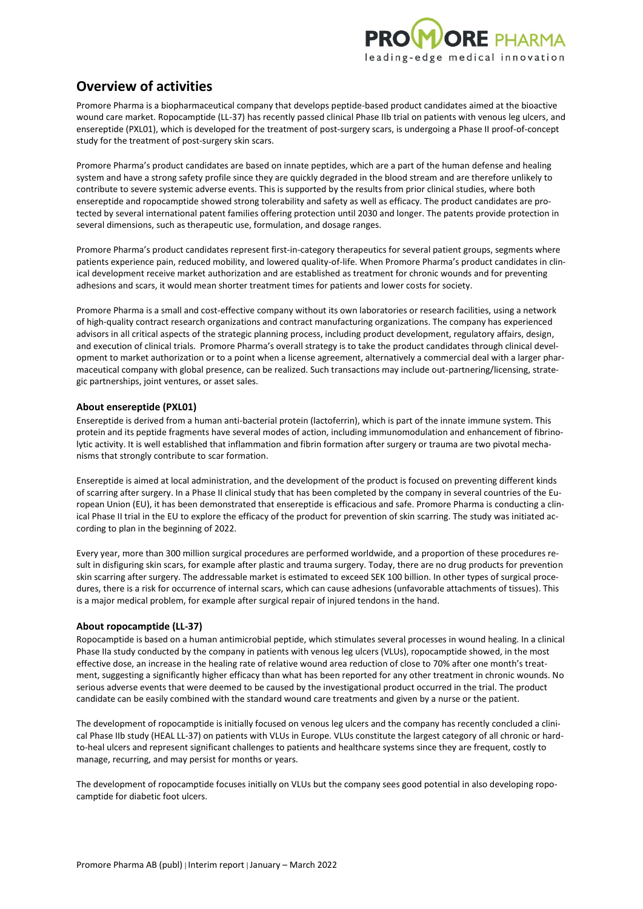# Overview of activities

Promore Pharma is a biopharmaceutical company that develops peptide-based product candidates aimed at the bioactive wound care market. Ropocamptide (LL-37) has recently passed clinical Phase IIb trial on patients with venous leg ulcers, and ensereptide (PXL01), which is developed for the treatment of post-surgery scars, is undergoing a Phase II proof-of-concept study for the treatment of post-surgery skin scars.

Promore Pharma's product candidates are based on innate peptides, which are a part of the human defense and healing system and have a strong safety profile since they are quickly degraded in the blood stream and are therefore unlikely to contribute to severe systemic adverse events. This is supported by the results from prior clinical studies, where both ensereptide and ropocamptide showed strong tolerability and safety as well as efficacy. The product candidates are protected by several international patent families offering protection until 2030 and longer. The patents provide protection in several dimensions, such as therapeutic use, formulation, and dosage ranges.

Promore Pharma's product candidates represent first-in-category therapeutics for several patient groups, segments where patients experience pain, reduced mobility, and lowered quality-of-life. When Promore Pharma's product candidates in clinical development receive market authorization and are established as treatment for chronic wounds and for preventing adhesions and scars, it would mean shorter treatment times for patients and lower costs for society.

Promore Pharma is a small and cost-effective company without its own laboratories or research facilities, using a network of high-quality contract research organizations and contract manufacturing organizations. The company has experienced advisors in all critical aspects of the strategic planning process, including product development, regulatory affairs, design, and execution of clinical trials. Promore Pharma's overall strategy is to take the product candidates through clinical development to market authorization or to a point when a license agreement, alternatively a commercial deal with a larger pharmaceutical company with global presence, can be realized. Such transactions may include out-partnering/licensing, strategic partnerships, joint ventures, or asset sales.

### About ensereptide (PXL01)

Ensereptide is derived from a human anti-bacterial protein (lactoferrin), which is part of the innate immune system. This protein and its peptide fragments have several modes of action, including immunomodulation and enhancement of fibrinolytic activity. It is well established that inflammation and fibrin formation after surgery or trauma are two pivotal mechanisms that strongly contribute to scar formation.

Ensereptide is aimed at local administration, and the development of the product is focused on preventing different kinds of scarring after surgery. In a Phase II clinical study that has been completed by the company in several countries of the European Union (EU), it has been demonstrated that ensereptide is efficacious and safe. Promore Pharma is conducting a clinical Phase II trial in the EU to explore the efficacy of the product for prevention of skin scarring. The study was initiated according to plan in the beginning of 2022.

Every year, more than 300 million surgical procedures are performed worldwide, and a proportion of these procedures result in disfiguring skin scars, for example after plastic and trauma surgery. Today, there are no drug products for prevention skin scarring after surgery. The addressable market is estimated to exceed SEK 100 billion. In other types of surgical procedures, there is a risk for occurrence of internal scars, which can cause adhesions (unfavorable attachments of tissues). This is a major medical problem, for example after surgical repair of injured tendons in the hand.

### About ropocamptide (LL-37)

Ropocamptide is based on a human antimicrobial peptide, which stimulates several processes in wound healing. In a clinical Phase IIa study conducted by the company in patients with venous leg ulcers (VLUs), ropocamptide showed, in the most effective dose, an increase in the healing rate of relative wound area reduction of close to 70% after one month's treatment, suggesting a significantly higher efficacy than what has been reported for any other treatment in chronic wounds. No serious adverse events that were deemed to be caused by the investigational product occurred in the trial. The product candidate can be easily combined with the standard wound care treatments and given by a nurse or the patient.

The development of ropocamptide is initially focused on venous leg ulcers and the company has recently concluded a clinical Phase IIb study (HEAL LL-37) on patients with VLUs in Europe. VLUs constitute the largest category of all chronic or hard-to-heal ulcers and represent significant challenges to patients and healthcare systems since they are frequent, costly to manage, recurring, and may persist for months or years.

The development of ropocamptide focuses initially on VLUs but the company sees good potential in also developing ropocamptide for diabetic foot ulcers.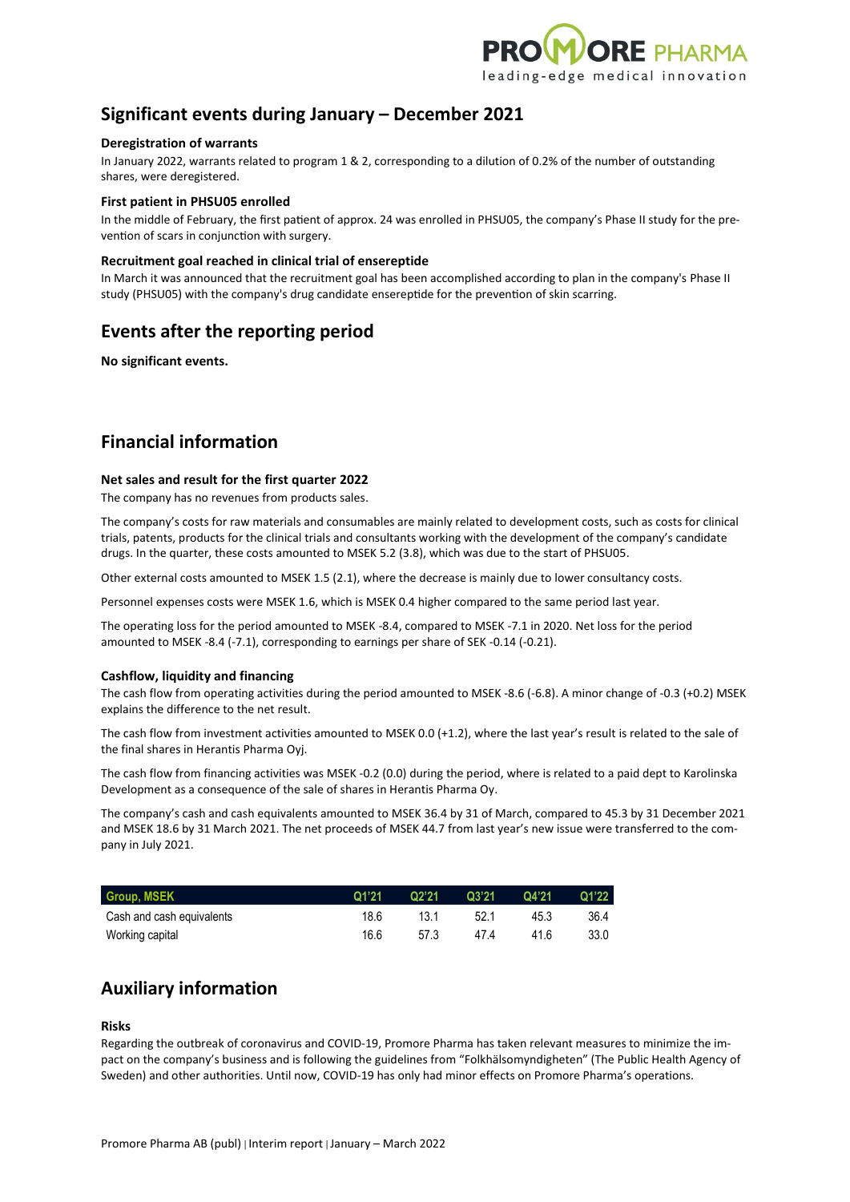## Significant events during January – December 2021

### Deregistration of warrants

In January 2022, warrants related to program 1 & 2, corresponding to a dilution of 0.2% of the number of outstanding shares, were deregistered.

### First patient in PHSU05 enrolled

In the middle of February, the first patient of approx. 24 was enrolled in PHSU05, the company's Phase II study for the prevention of scars in conjunction with surgery.

### Recruitment goal reached in clinical trial of ensereptide

In March it was announced that the recruitment goal has been accomplished according to plan in the company's Phase II study (PHSU05) with the company's drug candidate ensereptide for the prevention of skin scarring.

## Events after the reporting period

**No significant events.**

## Financial information

### Net sales and result for the first quarter 2022

The company has no revenues from products sales.

The company's costs for raw materials and consumables are mainly related to development costs, such as costs for clinical trials, patents, products for the clinical trials and consultants working with the development of the company's candidate drugs. In the quarter, these costs amounted to MSEK 5.2 (3.8), which was due to the start of PHSU05.

Other external costs amounted to MSEK 1.5 (2.1), where the decrease is mainly due to lower consultancy costs.

Personnel expenses costs were MSEK 1.6, which is MSEK 0.4 higher compared to the same period last year.

The operating loss for the period amounted to MSEK -8.4, compared to MSEK -7.1 in 2020. Net loss for the period amounted to MSEK -8.4 (-7.1), corresponding to earnings per share of SEK -0.14 (-0.21).

### Cashflow, liquidity and financing

The cash flow from operating activities during the period amounted to MSEK -8.6 (-6.8). A minor change of -0.3 (+0.2) MSEK explains the difference to the net result.

The cash flow from investment activities amounted to MSEK 0.0 (+1.2), where the last year's result is related to the sale of the final shares in Herantis Pharma Oyj.

The cash flow from financing activities was MSEK -0.2 (0.0) during the period, where is related to a paid dept to Karolinska Development as a consequence of the sale of shares in Herantis Pharma Oy.

The company's cash and cash equivalents amounted to MSEK 36.4 by 31 of March, compared to 45.3 by 31 December 2021 and MSEK 18.6 by 31 March 2021. The net proceeds of MSEK 44.7 from last year's new issue were transferred to the company in July 2021.

| Group, MSEK | Q1'21 | Q2'21 | Q3'21 | Q4'21 | Q1'22 |
|---|---|---|---|---|---|
| Cash and cash equivalents | 18.6 | 13.1 | 52.1 | 45.3 | 36.4 |
| Working capital | 16.6 | 57.3 | 47.4 | 41.6 | 33.0 |

## Auxiliary information

### Risks

Regarding the outbreak of coronavirus and COVID-19, Promore Pharma has taken relevant measures to minimize the impact on the company's business and is following the guidelines from "Folkhälsomyndigheten" (The Public Health Agency of Sweden) and other authorities. Until now, COVID-19 has only had minor effects on Promore Pharma's operations.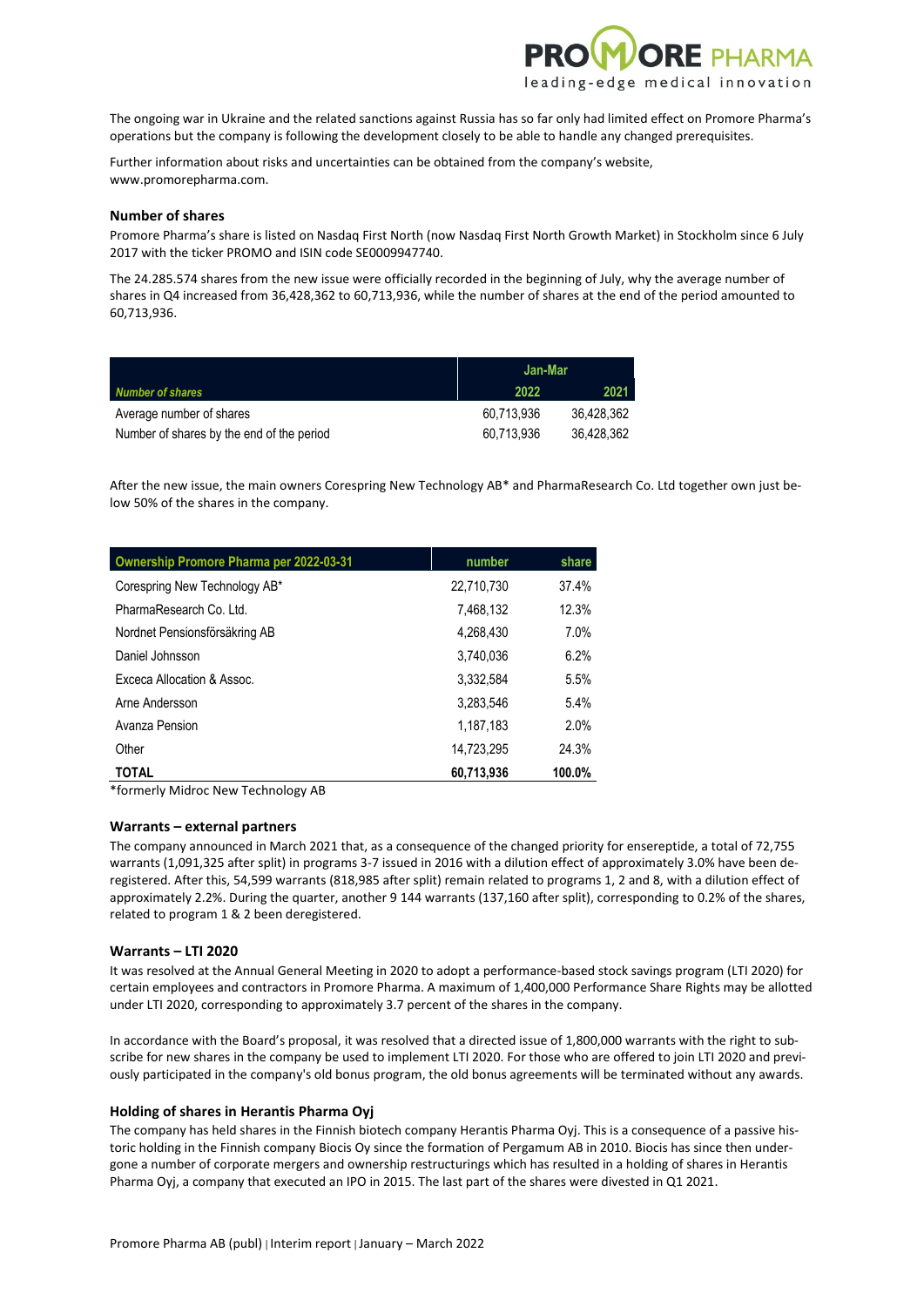The ongoing war in Ukraine and the related sanctions against Russia has so far only had limited effect on Promore Pharma's operations but the company is following the development closely to be able to handle any changed prerequisites.

Further information about risks and uncertainties can be obtained from the company's website, www.promorepharma.com.

### Number of shares

Promore Pharma's share is listed on Nasdaq First North (now Nasdaq First North Growth Market) in Stockholm since 6 July 2017 with the ticker PROMO and ISIN code SE0009947740.

The 24.285.574 shares from the new issue were officially recorded in the beginning of July, why the average number of shares in Q4 increased from 36,428,362 to 60,713,936, while the number of shares at the end of the period amounted to 60,713,936.

| | Jan-Mar | |
|---|---|---|
| *Number of shares* | 2022 | 2021 |
| Average number of shares | 60,713,936 | 36,428,362 |
| Number of shares by the end of the period | 60,713,936 | 36,428,362 |

After the new issue, the main owners Corespring New Technology AB* and PharmaResearch Co. Ltd together own just below 50% of the shares in the company.

| Ownership Promore Pharma per 2022-03-31 | number | share |
|---|---|---|
| Corespring New Technology AB* | 22,710,730 | 37.4% |
| PharmaResearch Co. Ltd. | 7,468,132 | 12.3% |
| Nordnet Pensionsförsäkring AB | 4,268,430 | 7.0% |
| Daniel Johnsson | 3,740,036 | 6.2% |
| Exceca Allocation & Assoc. | 3,332,584 | 5.5% |
| Arne Andersson | 3,283,546 | 5.4% |
| Avanza Pension | 1,187,183 | 2.0% |
| Other | 14,723,295 | 24.3% |
| **TOTAL** | **60,713,936** | **100.0%** |

*formerly Midroc New Technology AB

### Warrants – external partners

The company announced in March 2021 that, as a consequence of the changed priority for ensereptide, a total of 72,755 warrants (1,091,325 after split) in programs 3-7 issued in 2016 with a dilution effect of approximately 3.0% have been deregistered. After this, 54,599 warrants (818,985 after split) remain related to programs 1, 2 and 8, with a dilution effect of approximately 2.2%. During the quarter, another 9 144 warrants (137,160 after split), corresponding to 0.2% of the shares, related to program 1 & 2 been deregistered.

### Warrants – LTI 2020

It was resolved at the Annual General Meeting in 2020 to adopt a performance-based stock savings program (LTI 2020) for certain employees and contractors in Promore Pharma. A maximum of 1,400,000 Performance Share Rights may be allotted under LTI 2020, corresponding to approximately 3.7 percent of the shares in the company.

In accordance with the Board's proposal, it was resolved that a directed issue of 1,800,000 warrants with the right to subscribe for new shares in the company be used to implement LTI 2020. For those who are offered to join LTI 2020 and previously participated in the company's old bonus program, the old bonus agreements will be terminated without any awards.

### Holding of shares in Herantis Pharma Oyj

The company has held shares in the Finnish biotech company Herantis Pharma Oyj. This is a consequence of a passive historic holding in the Finnish company Biocis Oy since the formation of Pergamum AB in 2010. Biocis has since then undergone a number of corporate mergers and ownership restructurings which has resulted in a holding of shares in Herantis Pharma Oyj, a company that executed an IPO in 2015. The last part of the shares were divested in Q1 2021.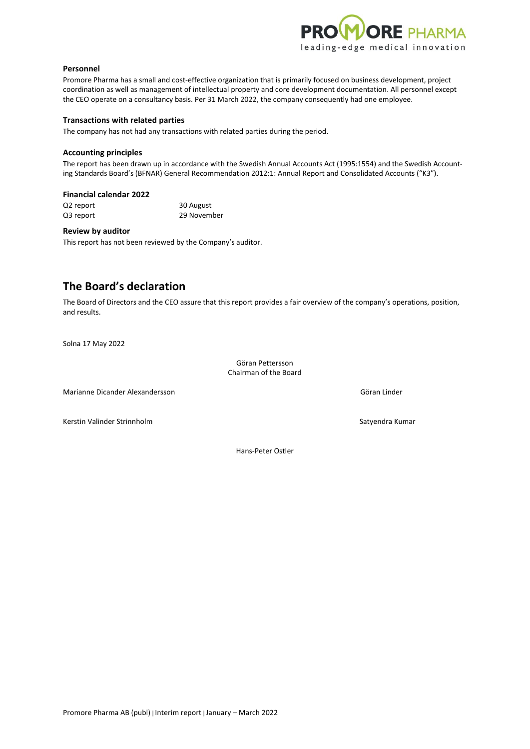### Personnel

Promore Pharma has a small and cost-effective organization that is primarily focused on business development, project coordination as well as management of intellectual property and core development documentation. All personnel except the CEO operate on a consultancy basis. Per 31 March 2022, the company consequently had one employee.

### Transactions with related parties

The company has not had any transactions with related parties during the period.

### Accounting principles

The report has been drawn up in accordance with the Swedish Annual Accounts Act (1995:1554) and the Swedish Accounting Standards Board's (BFNAR) General Recommendation 2012:1: Annual Report and Consolidated Accounts ("K3").

### Financial calendar 2022

| | |
|---|---|
| Q2 report | 30 August |
| Q3 report | 29 November |

### Review by auditor

This report has not been reviewed by the Company's auditor.

## The Board's declaration

The Board of Directors and the CEO assure that this report provides a fair overview of the company's operations, position, and results.

Solna 17 May 2022

Göran Pettersson
Chairman of the Board

Marianne Dicander Alexandersson

Göran Linder

Kerstin Valinder Strinnholm

Satyendra Kumar

Hans-Peter Ostler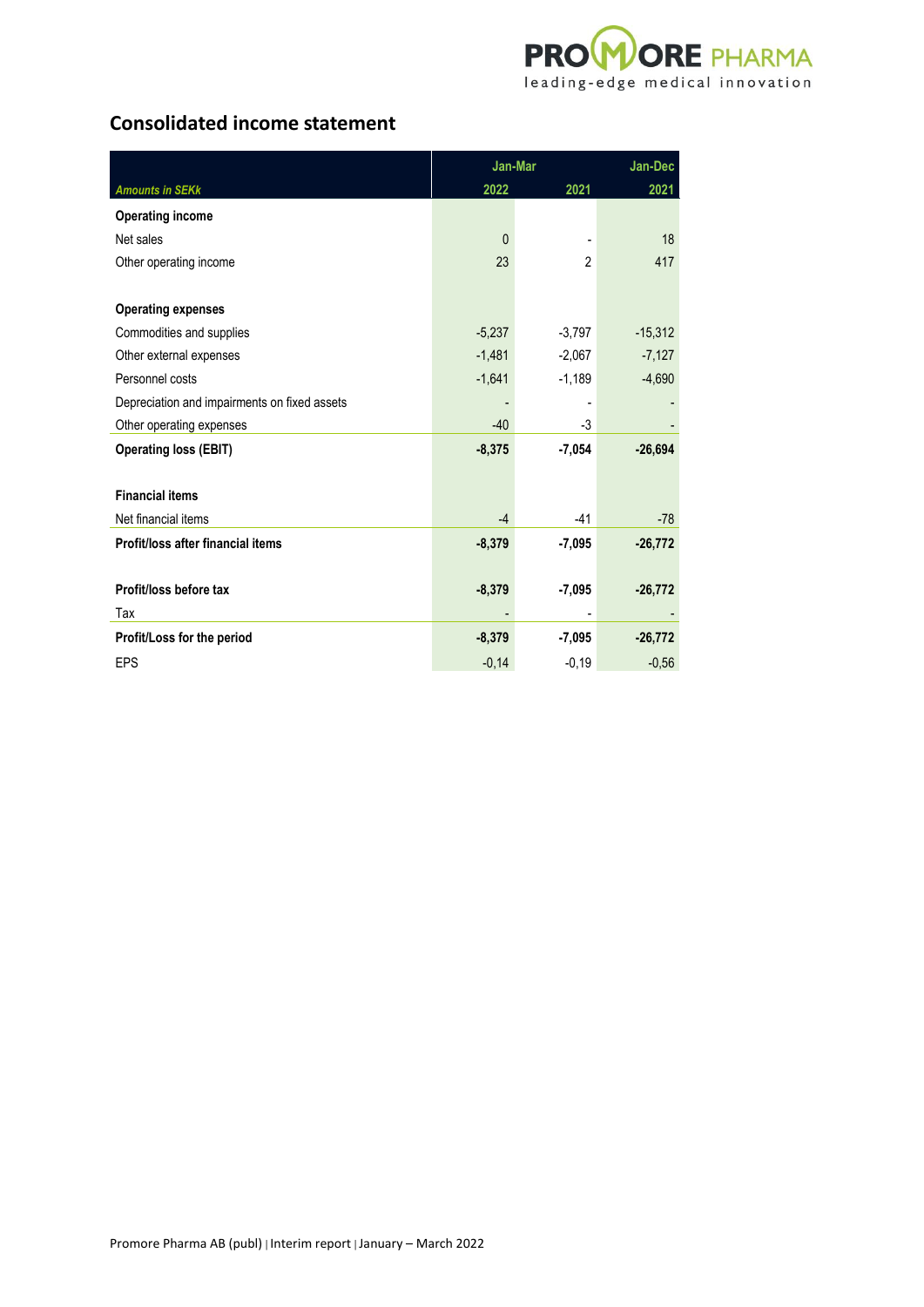## Consolidated income statement

| *Amounts in SEKk* | Jan-Mar 2022 | Jan-Mar 2021 | Jan-Dec 2021 |
|---|---|---|---|
| **Operating income** | | | |
| Net sales | 0 | - | 18 |
| Other operating income | 23 | 2 | 417 |
| | | | |
| **Operating expenses** | | | |
| Commodities and supplies | -5,237 | -3,797 | -15,312 |
| Other external expenses | -1,481 | -2,067 | -7,127 |
| Personnel costs | -1,641 | -1,189 | -4,690 |
| Depreciation and impairments on fixed assets | - | - | - |
| Other operating expenses | -40 | -3 | - |
| **Operating loss (EBIT)** | **-8,375** | **-7,054** | **-26,694** |
| | | | |
| **Financial items** | | | |
| Net financial items | -4 | -41 | -78 |
| **Profit/loss after financial items** | **-8,379** | **-7,095** | **-26,772** |
| | | | |
| **Profit/loss before tax** | **-8,379** | **-7,095** | **-26,772** |
| Tax | - | - | - |
| **Profit/Loss for the period** | **-8,379** | **-7,095** | **-26,772** |
| EPS | -0,14 | -0,19 | -0,56 |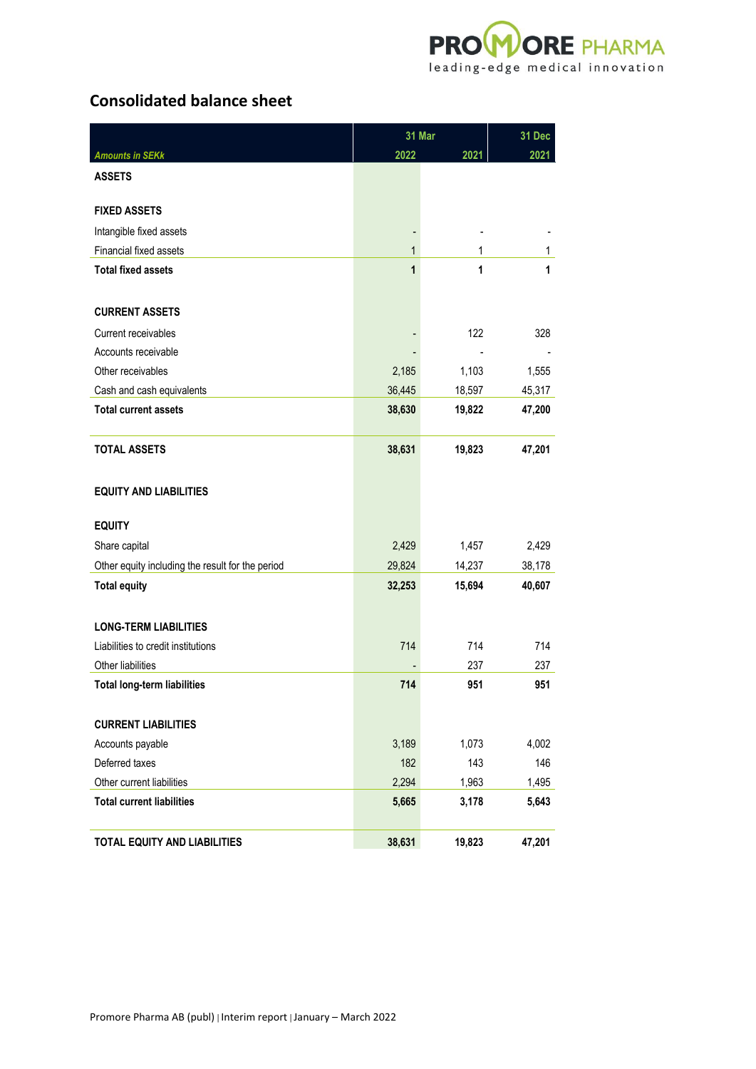## Consolidated balance sheet

| Amounts in SEKk | 31 Mar | | 31 Dec |
|---|---|---|---|
| | 2022 | 2021 | 2021 |
| **ASSETS** | | | |
| **FIXED ASSETS** | | | |
| Intangible fixed assets | - | - | - |
| Financial fixed assets | 1 | 1 | 1 |
| **Total fixed assets** | **1** | **1** | **1** |
| **CURRENT ASSETS** | | | |
| Current receivables | - | 122 | 328 |
| Accounts receivable | - | - | - |
| Other receivables | 2,185 | 1,103 | 1,555 |
| Cash and cash equivalents | 36,445 | 18,597 | 45,317 |
| **Total current assets** | **38,630** | **19,822** | **47,200** |
| **TOTAL ASSETS** | **38,631** | **19,823** | **47,201** |
| **EQUITY AND LIABILITIES** | | | |
| **EQUITY** | | | |
| Share capital | 2,429 | 1,457 | 2,429 |
| Other equity including the result for the period | 29,824 | 14,237 | 38,178 |
| **Total equity** | **32,253** | **15,694** | **40,607** |
| **LONG-TERM LIABILITIES** | | | |
| Liabilities to credit institutions | 714 | 714 | 714 |
| Other liabilities | - | 237 | 237 |
| **Total long-term liabilities** | **714** | **951** | **951** |
| **CURRENT LIABILITIES** | | | |
| Accounts payable | 3,189 | 1,073 | 4,002 |
| Deferred taxes | 182 | 143 | 146 |
| Other current liabilities | 2,294 | 1,963 | 1,495 |
| **Total current liabilities** | **5,665** | **3,178** | **5,643** |
| **TOTAL EQUITY AND LIABILITIES** | **38,631** | **19,823** | **47,201** |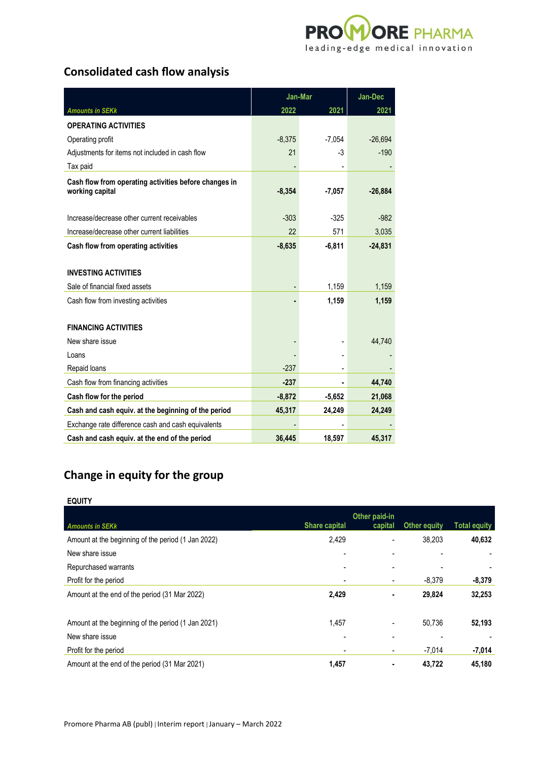## Consolidated cash flow analysis

| Amounts in SEKk | Jan-Mar 2022 | Jan-Mar 2021 | Jan-Dec 2021 |
|---|---|---|---|
| **OPERATING ACTIVITIES** | | | |
| Operating profit | -8,375 | -7,054 | -26,694 |
| Adjustments for items not included in cash flow | 21 | -3 | -190 |
| Tax paid | - | - | - |
| **Cash flow from operating activities before changes in working capital** | **-8,354** | **-7,057** | **-26,884** |
| Increase/decrease other current receivables | -303 | -325 | -982 |
| Increase/decrease other current liabilities | 22 | 571 | 3,035 |
| **Cash flow from operating activities** | **-8,635** | **-6,811** | **-24,831** |
| **INVESTING ACTIVITIES** | | | |
| Sale of financial fixed assets | - | 1,159 | 1,159 |
| Cash flow from investing activities | **-** | **1,159** | **1,159** |
| **FINANCING ACTIVITIES** | | | |
| New share issue | - | - | 44,740 |
| Loans | - | - | - |
| Repaid loans | -237 | - | - |
| Cash flow from financing activities | **-237** | **-** | **44,740** |
| **Cash flow for the period** | **-8,872** | **-5,652** | **21,068** |
| **Cash and cash equiv. at the beginning of the period** | **45,317** | **24,249** | **24,249** |
| Exchange rate difference cash and cash equivalents | - | - | - |
| **Cash and cash equiv. at the end of the period** | **36,445** | **18,597** | **45,317** |

## Change in equity for the group

**EQUITY**

| Amounts in SEKk | Share capital | Other paid-in capital | Other equity | Total equity |
|---|---|---|---|---|
| Amount at the beginning of the period (1 Jan 2022) | 2,429 | - | 38,203 | **40,632** |
| New share issue | - | - | - | - |
| Repurchased warrants | - | - | - | - |
| Profit for the period | - | - | -8,379 | **-8,379** |
| Amount at the end of the period (31 Mar 2022) | **2,429** | **-** | **29,824** | **32,253** |
| | | | | |
| Amount at the beginning of the period (1 Jan 2021) | 1,457 | - | 50,736 | **52,193** |
| New share issue | - | - | - | - |
| Profit for the period | - | - | -7,014 | **-7,014** |
| Amount at the end of the period (31 Mar 2021) | **1,457** | **-** | **43,722** | **45,180** |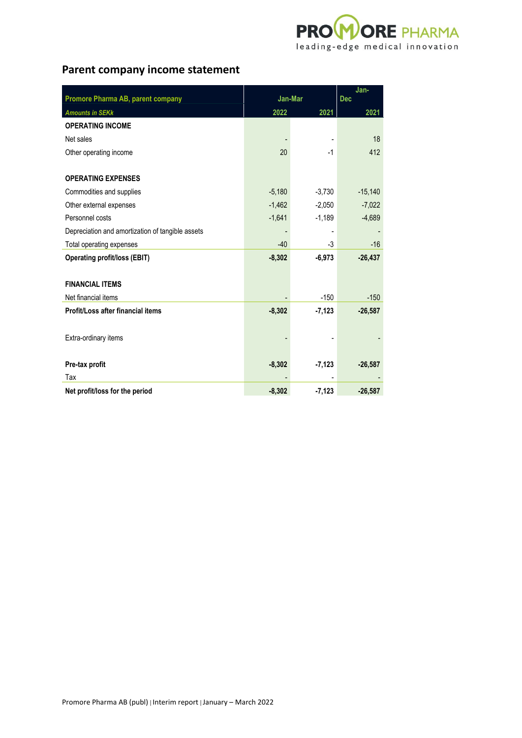## Parent company income statement

| Promore Pharma AB, parent company | Jan-Mar | | Jan-Dec |
|---|---|---|---|
| *Amounts in SEKk* | 2022 | 2021 | 2021 |
| **OPERATING INCOME** | | | |
| Net sales | - | - | 18 |
| Other operating income | 20 | -1 | 412 |
| | | | |
| **OPERATING EXPENSES** | | | |
| Commodities and supplies | -5,180 | -3,730 | -15,140 |
| Other external expenses | -1,462 | -2,050 | -7,022 |
| Personnel costs | -1,641 | -1,189 | -4,689 |
| Depreciation and amortization of tangible assets | - | - | - |
| Total operating expenses | -40 | -3 | -16 |
| **Operating profit/loss (EBIT)** | **-8,302** | **-6,973** | **-26,437** |
| | | | |
| **FINANCIAL ITEMS** | | | |
| Net financial items | - | -150 | -150 |
| **Profit/Loss after financial items** | **-8,302** | **-7,123** | **-26,587** |
| | | | |
| Extra-ordinary items | - | - | - |
| | | | |
| **Pre-tax profit** | **-8,302** | **-7,123** | **-26,587** |
| Tax | - | - | - |
| **Net profit/loss for the period** | **-8,302** | **-7,123** | **-26,587** |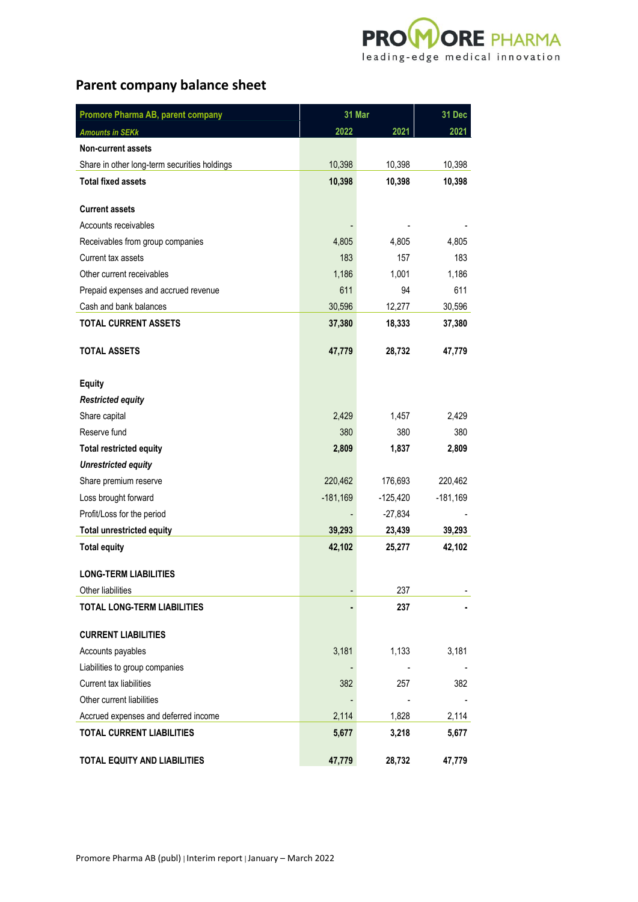## Parent company balance sheet

| Promore Pharma AB, parent company | 31 Mar | | 31 Dec |
|---|---|---|---|
| *Amounts in SEKk* | 2022 | 2021 | 2021 |
| **Non-current assets** | | | |
| Share in other long-term securities holdings | 10,398 | 10,398 | 10,398 |
| **Total fixed assets** | **10,398** | **10,398** | **10,398** |
| | | | |
| **Current assets** | | | |
| Accounts receivables | - | - | - |
| Receivables from group companies | 4,805 | 4,805 | 4,805 |
| Current tax assets | 183 | 157 | 183 |
| Other current receivables | 1,186 | 1,001 | 1,186 |
| Prepaid expenses and accrued revenue | 611 | 94 | 611 |
| Cash and bank balances | 30,596 | 12,277 | 30,596 |
| **TOTAL CURRENT ASSETS** | **37,380** | **18,333** | **37,380** |
| | | | |
| **TOTAL ASSETS** | **47,779** | **28,732** | **47,779** |
| | | | |
| **Equity** | | | |
| ***Restricted equity*** | | | |
| Share capital | 2,429 | 1,457 | 2,429 |
| Reserve fund | 380 | 380 | 380 |
| **Total restricted equity** | **2,809** | **1,837** | **2,809** |
| ***Unrestricted equity*** | | | |
| Share premium reserve | 220,462 | 176,693 | 220,462 |
| Loss brought forward | -181,169 | -125,420 | -181,169 |
| Profit/Loss for the period | - | -27,834 | - |
| **Total unrestricted equity** | **39,293** | **23,439** | **39,293** |
| **Total equity** | **42,102** | **25,277** | **42,102** |
| | | | |
| **LONG-TERM LIABILITIES** | | | |
| Other liabilities | - | 237 | - |
| **TOTAL LONG-TERM LIABILITIES** | **-** | **237** | **-** |
| | | | |
| **CURRENT LIABILITIES** | | | |
| Accounts payables | 3,181 | 1,133 | 3,181 |
| Liabilities to group companies | - | - | - |
| Current tax liabilities | 382 | 257 | 382 |
| Other current liabilities | - | - | - |
| Accrued expenses and deferred income | 2,114 | 1,828 | 2,114 |
| **TOTAL CURRENT LIABILITIES** | **5,677** | **3,218** | **5,677** |
| | | | |
| **TOTAL EQUITY AND LIABILITIES** | **47,779** | **28,732** | **47,779** |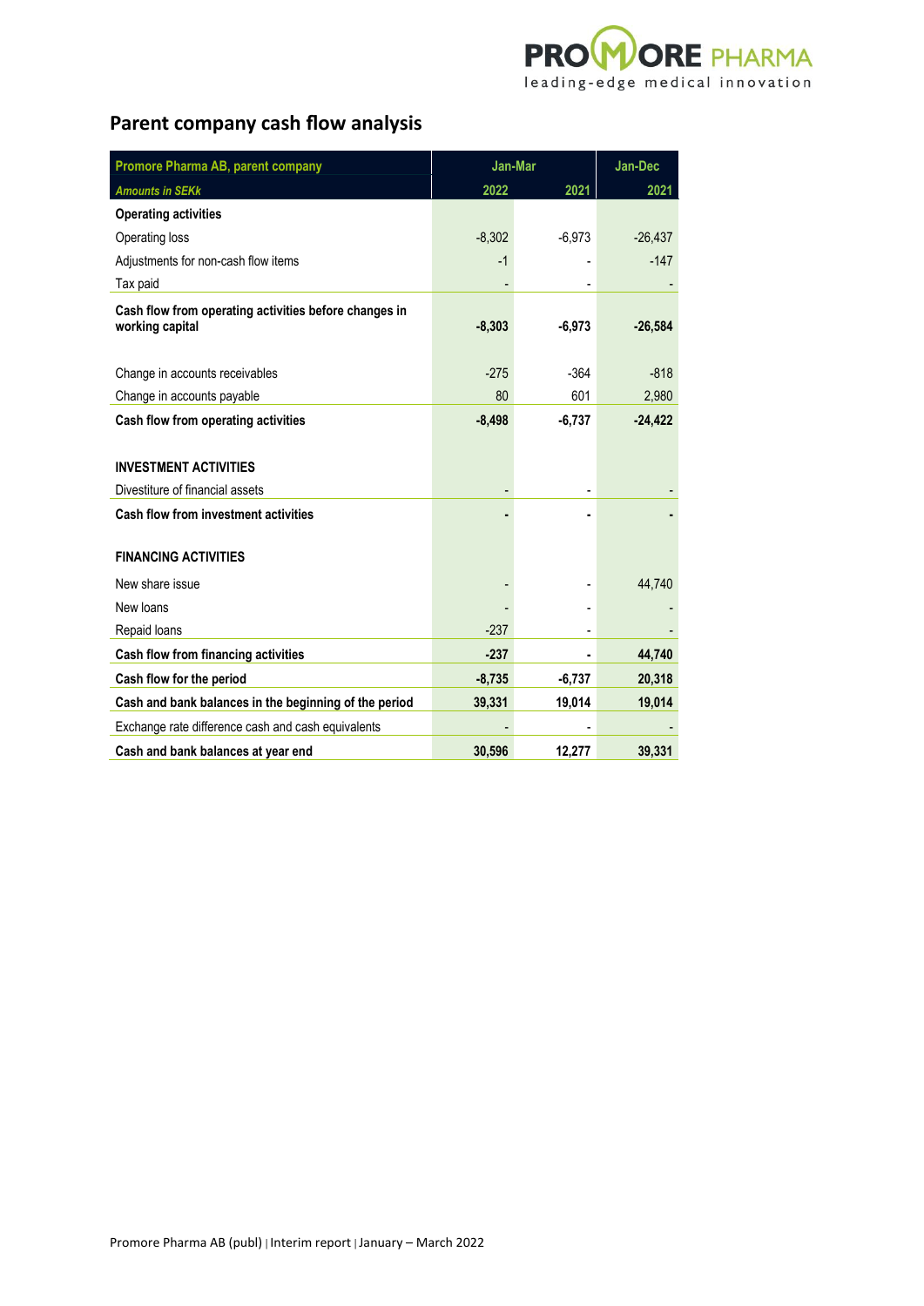## Parent company cash flow analysis

| Promore Pharma AB, parent company | Jan-Mar | | Jan-Dec |
|---|---|---|---|
| *Amounts in SEKk* | 2022 | 2021 | 2021 |
| **Operating activities** | | | |
| Operating loss | -8,302 | -6,973 | -26,437 |
| Adjustments for non-cash flow items | -1 | - | -147 |
| Tax paid | - | - | - |
| **Cash flow from operating activities before changes in working capital** | **-8,303** | **-6,973** | **-26,584** |
| Change in accounts receivables | -275 | -364 | -818 |
| Change in accounts payable | 80 | 601 | 2,980 |
| **Cash flow from operating activities** | **-8,498** | **-6,737** | **-24,422** |
| **INVESTMENT ACTIVITIES** | | | |
| Divestiture of financial assets | - | - | - |
| **Cash flow from investment activities** | **-** | **-** | **-** |
| **FINANCING ACTIVITIES** | | | |
| New share issue | - | - | 44,740 |
| New loans | - | - | - |
| Repaid loans | -237 | - | - |
| **Cash flow from financing activities** | **-237** | **-** | **44,740** |
| **Cash flow for the period** | **-8,735** | **-6,737** | **20,318** |
| **Cash and bank balances in the beginning of the period** | **39,331** | **19,014** | **19,014** |
| Exchange rate difference cash and cash equivalents | - | - | - |
| **Cash and bank balances at year end** | **30,596** | **12,277** | **39,331** |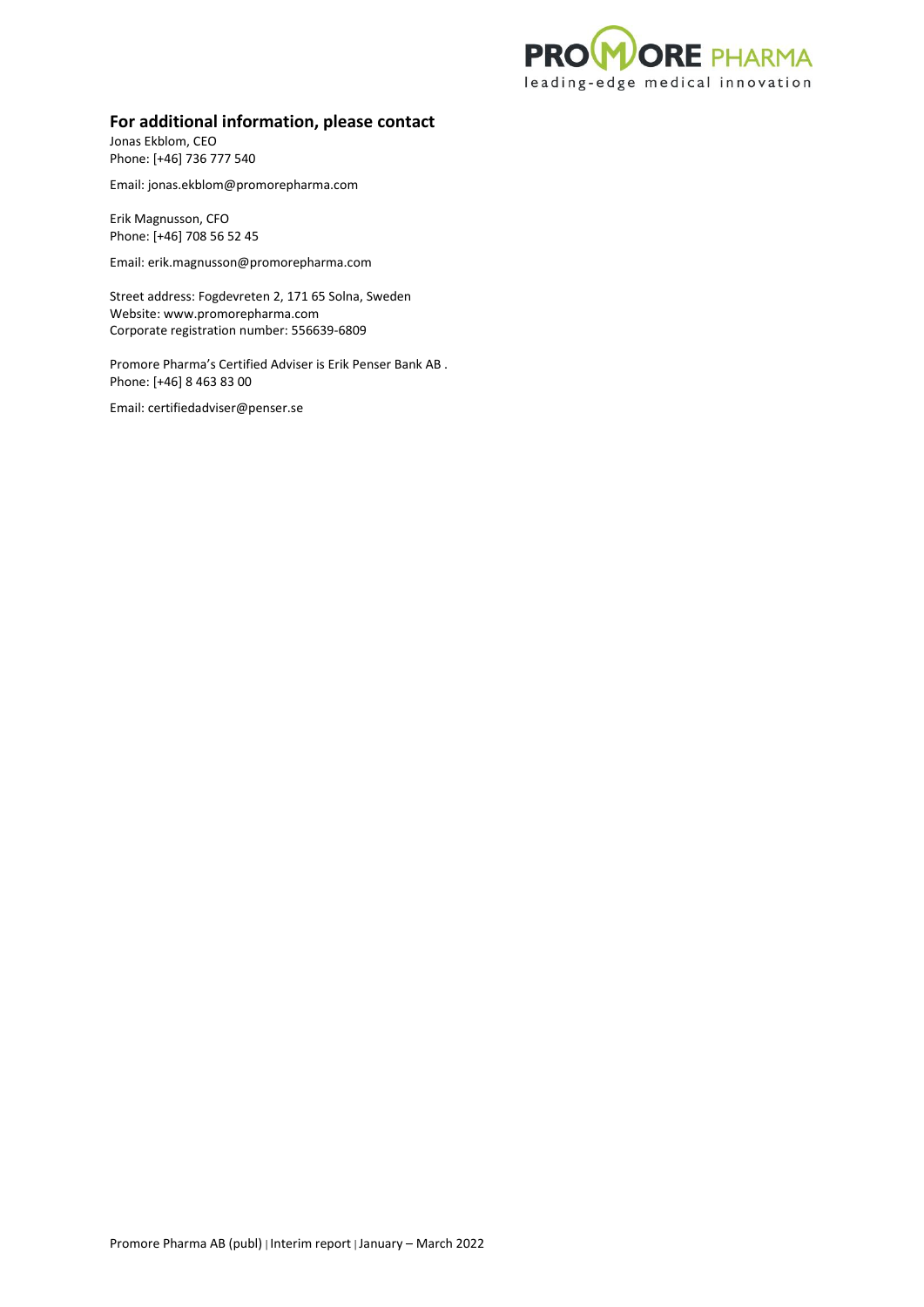## For additional information, please contact

Jonas Ekblom, CEO
Phone: [+46] 736 777 540

Email: jonas.ekblom@promorepharma.com

Erik Magnusson, CFO
Phone: [+46] 708 56 52 45

Email: erik.magnusson@promorepharma.com

Street address: Fogdevreten 2, 171 65 Solna, Sweden
Website: www.promorepharma.com
Corporate registration number: 556639-6809

Promore Pharma's Certified Adviser is Erik Penser Bank AB .
Phone: [+46] 8 463 83 00

Email: certifiedadviser@penser.se